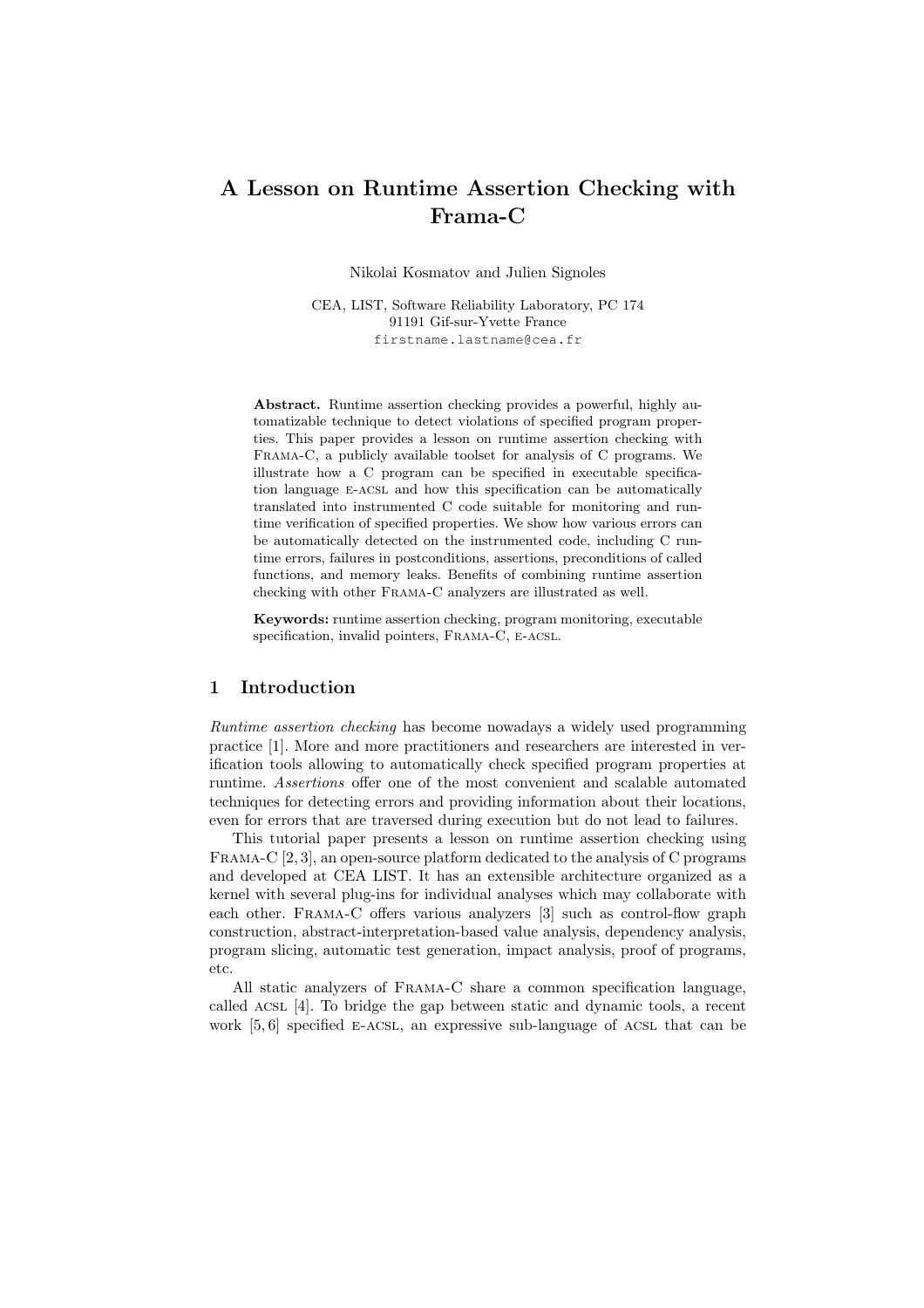# A Lesson on Runtime Assertion Checking with Frama-C

Nikolai Kosmatov and Julien Signoles

CEA, LIST, Software Reliability Laboratory, PC 174
91191 Gif-sur-Yvette France
firstname.lastname@cea.fr

**Abstract.** Runtime assertion checking provides a powerful, highly automatizable technique to detect violations of specified program properties. This paper provides a lesson on runtime assertion checking with Frama-C, a publicly available toolset for analysis of C programs. We illustrate how a C program can be specified in executable specification language e-acsl and how this specification can be automatically translated into instrumented C code suitable for monitoring and runtime verification of specified properties. We show how various errors can be automatically detected on the instrumented code, including C runtime errors, failures in postconditions, assertions, preconditions of called functions, and memory leaks. Benefits of combining runtime assertion checking with other Frama-C analyzers are illustrated as well.

**Keywords:** runtime assertion checking, program monitoring, executable specification, invalid pointers, Frama-C, e-acsl.

## 1 Introduction

*Runtime assertion checking* has become nowadays a widely used programming practice [1]. More and more practitioners and researchers are interested in verification tools allowing to automatically check specified program properties at runtime. *Assertions* offer one of the most convenient and scalable automated techniques for detecting errors and providing information about their locations, even for errors that are traversed during execution but do not lead to failures.

This tutorial paper presents a lesson on runtime assertion checking using Frama-C [2, 3], an open-source platform dedicated to the analysis of C programs and developed at CEA LIST. It has an extensible architecture organized as a kernel with several plug-ins for individual analyses which may collaborate with each other. Frama-C offers various analyzers [3] such as control-flow graph construction, abstract-interpretation-based value analysis, dependency analysis, program slicing, automatic test generation, impact analysis, proof of programs, etc.

All static analyzers of Frama-C share a common specification language, called acsl [4]. To bridge the gap between static and dynamic tools, a recent work [5, 6] specified e-acsl, an expressive sub-language of acsl that can be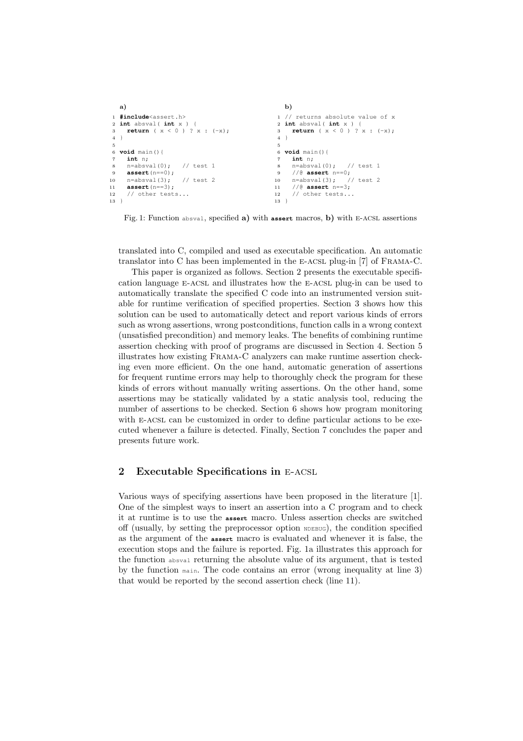**a)**

```c
#include<assert.h>
int absval( int x ) {
  return ( x < 0 ) ? x : (-x);
}

void main(){
  int n;
  n=absval(0);   // test 1
  assert(n==0);
  n=absval(3);   // test 2
  assert(n==3);
  // other tests...
}
```

**b)**

```c
// returns absolute value of x
int absval( int x ) {
  return ( x < 0 ) ? x : (-x);
}

void main(){
  int n;
  n=absval(0);   // test 1
  //@ assert n==0;
  n=absval(3);   // test 2
  //@ assert n==3;
  // other tests...
}
```

Fig. 1: Function `absval`, specified **a)** with **`assert`** macros, **b)** with E-ACSL assertions

translated into C, compiled and used as executable specification. An automatic translator into C has been implemented in the E-ACSL plug-in [7] of FRAMA-C.

This paper is organized as follows. Section 2 presents the executable specification language E-ACSL and illustrates how the E-ACSL plug-in can be used to automatically translate the specified C code into an instrumented version suitable for runtime verification of specified properties. Section 3 shows how this solution can be used to automatically detect and report various kinds of errors such as wrong assertions, wrong postconditions, function calls in a wrong context (unsatisfied precondition) and memory leaks. The benefits of combining runtime assertion checking with proof of programs are discussed in Section 4. Section 5 illustrates how existing FRAMA-C analyzers can make runtime assertion checking even more efficient. On the one hand, automatic generation of assertions for frequent runtime errors may help to thoroughly check the program for these kinds of errors without manually writing assertions. On the other hand, some assertions may be statically validated by a static analysis tool, reducing the number of assertions to be checked. Section 6 shows how program monitoring with E-ACSL can be customized in order to define particular actions to be executed whenever a failure is detected. Finally, Section 7 concludes the paper and presents future work.

## 2 Executable Specifications in E-ACSL

Various ways of specifying assertions have been proposed in the literature [1]. One of the simplest ways to insert an assertion into a C program and to check it at runtime is to use the **`assert`** macro. Unless assertion checks are switched off (usually, by setting the preprocessor option `NDEBUG`), the condition specified as the argument of the **`assert`** macro is evaluated and whenever it is false, the execution stops and the failure is reported. Fig. 1a illustrates this approach for the function `absval` returning the absolute value of its argument, that is tested by the function `main`. The code contains an error (wrong inequality at line 3) that would be reported by the second assertion check (line 11).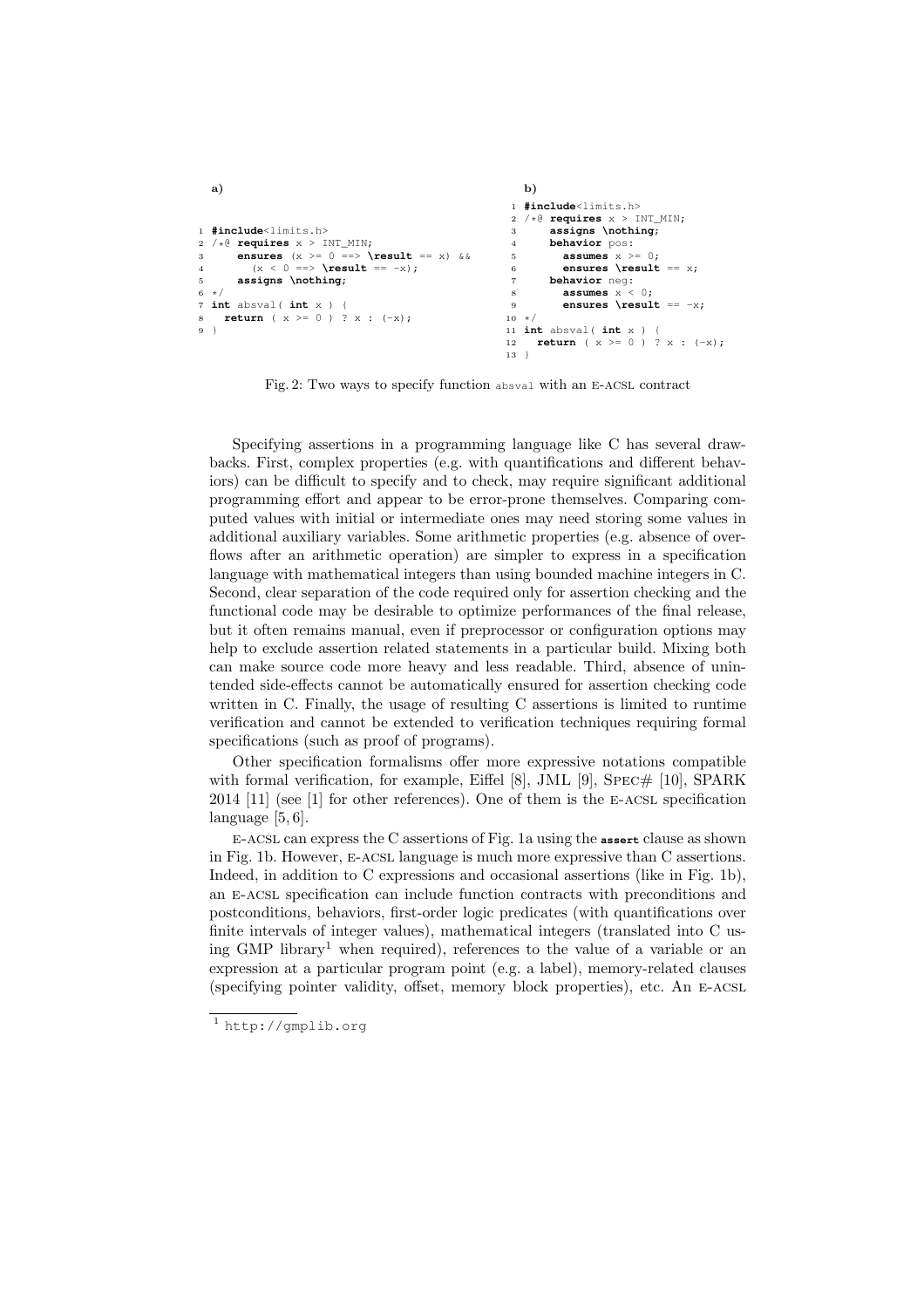**a)**

```
1 #include<limits.h>
2 /*@ requires x > INT_MIN;
3     ensures (x >= 0 ==> \result == x) &&
4       (x < 0 ==> \result == -x);
5     assigns \nothing;
6 */
7 int absval( int x ) {
8   return ( x >= 0 ) ? x : (-x);
9 }
```

**b)**

```
1 #include<limits.h>
2 /*@ requires x > INT_MIN;
3     assigns \nothing;
4     behavior pos:
5       assumes x >= 0;
6       ensures \result == x;
7     behavior neg:
8       assumes x < 0;
9       ensures \result == -x;
10 */
11 int absval( int x ) {
12   return ( x >= 0 ) ? x : (-x);
13 }
```

Fig. 2: Two ways to specify function absval with an E-ACSL contract

Specifying assertions in a programming language like C has several drawbacks. First, complex properties (e.g. with quantifications and different behaviors) can be difficult to specify and to check, may require significant additional programming effort and appear to be error-prone themselves. Comparing computed values with initial or intermediate ones may need storing some values in additional auxiliary variables. Some arithmetic properties (e.g. absence of overflows after an arithmetic operation) are simpler to express in a specification language with mathematical integers than using bounded machine integers in C. Second, clear separation of the code required only for assertion checking and the functional code may be desirable to optimize performances of the final release, but it often remains manual, even if preprocessor or configuration options may help to exclude assertion related statements in a particular build. Mixing both can make source code more heavy and less readable. Third, absence of unintended side-effects cannot be automatically ensured for assertion checking code written in C. Finally, the usage of resulting C assertions is limited to runtime verification and cannot be extended to verification techniques requiring formal specifications (such as proof of programs).

Other specification formalisms offer more expressive notations compatible with formal verification, for example, Eiffel [8], JML [9], Spec# [10], SPARK 2014 [11] (see [1] for other references). One of them is the E-ACSL specification language [5, 6].

E-ACSL can express the C assertions of Fig. 1a using the **assert** clause as shown in Fig. 1b. However, E-ACSL language is much more expressive than C assertions. Indeed, in addition to C expressions and occasional assertions (like in Fig. 1b), an E-ACSL specification can include function contracts with preconditions and postconditions, behaviors, first-order logic predicates (with quantifications over finite intervals of integer values), mathematical integers (translated into C using GMP library[1] when required), references to the value of a variable or an expression at a particular program point (e.g. a label), memory-related clauses (specifying pointer validity, offset, memory block properties), etc. An E-ACSL

[1] http://gmplib.org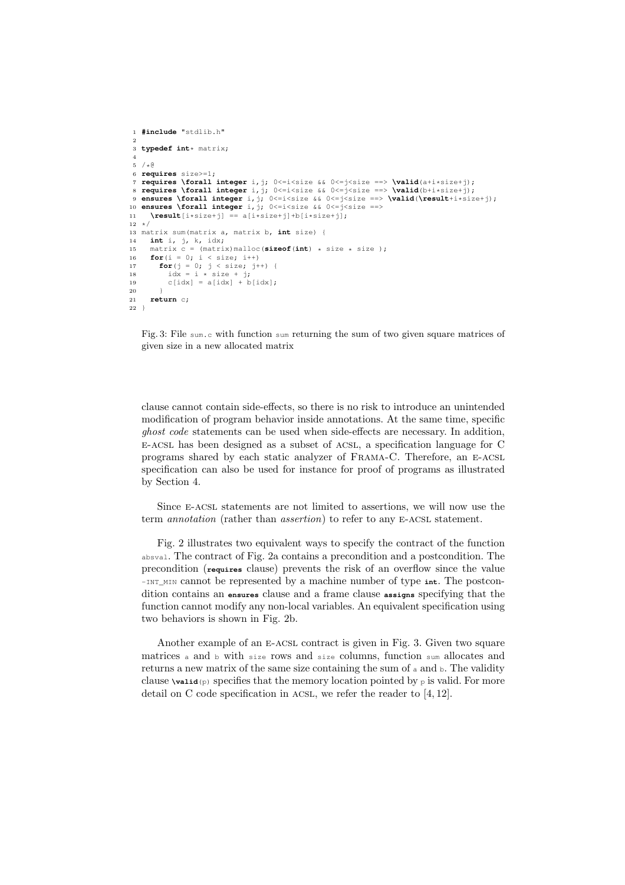```c
1  #include "stdlib.h"
2
3  typedef int* matrix;
4
5  /*@
6  requires size>=1;
7  requires \forall integer i,j; 0<=i<size && 0<=j<size ==> \valid(a+i*size+j);
8  requires \forall integer i,j; 0<=i<size && 0<=j<size ==> \valid(b+i*size+j);
9  ensures \forall integer i,j; 0<=i<size && 0<=j<size ==> \valid(\result+i*size+j);
10 ensures \forall integer i,j; 0<=i<size && 0<=j<size ==>
11   \result[i*size+j] == a[i*size+j]+b[i*size+j];
12 */
13 matrix sum(matrix a, matrix b, int size) {
14   int i, j, k, idx;
15   matrix c = (matrix)malloc(sizeof(int) * size * size );
16   for(i = 0; i < size; i++)
17     for(j = 0; j < size; j++) {
18       idx = i * size + j;
19       c[idx] = a[idx] + b[idx];
20     }
21   return c;
22 }
```

Fig. 3: File `sum.c` with function `sum` returning the sum of two given square matrices of given size in a new allocated matrix

clause cannot contain side-effects, so there is no risk to introduce an unintended modification of program behavior inside annotations. At the same time, specific *ghost code* statements can be used when side-effects are necessary. In addition, E-ACSL has been designed as a subset of ACSL, a specification language for C programs shared by each static analyzer of FRAMA-C. Therefore, an E-ACSL specification can also be used for instance for proof of programs as illustrated by Section 4.

Since E-ACSL statements are not limited to assertions, we will now use the term *annotation* (rather than *assertion*) to refer to any E-ACSL statement.

Fig. 2 illustrates two equivalent ways to specify the contract of the function `absval`. The contract of Fig. 2a contains a precondition and a postcondition. The precondition (**requires** clause) prevents the risk of an overflow since the value `-INT_MIN` cannot be represented by a machine number of type **int**. The postcondition contains an **ensures** clause and a frame clause **assigns** specifying that the function cannot modify any non-local variables. An equivalent specification using two behaviors is shown in Fig. 2b.

Another example of an E-ACSL contract is given in Fig. 3. Given two square matrices `a` and `b` with `size` rows and `size` columns, function `sum` allocates and returns a new matrix of the same size containing the sum of `a` and `b`. The validity clause **\valid**(p) specifies that the memory location pointed by `p` is valid. For more detail on C code specification in ACSL, we refer the reader to [4, 12].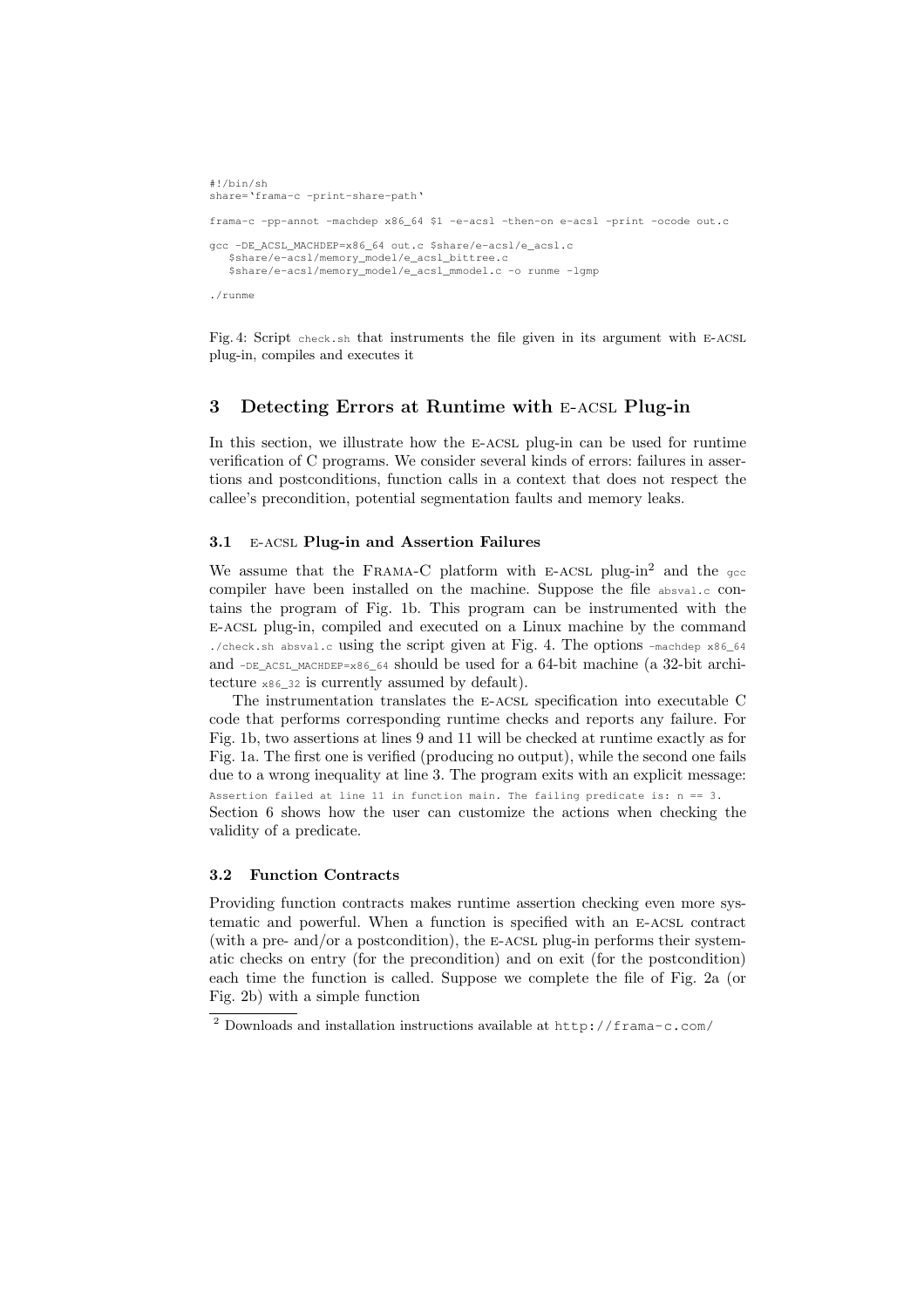```
#!/bin/sh
share=`frama-c -print-share-path`

frama-c -pp-annot -machdep x86_64 $1 -e-acsl -then-on e-acsl -print -ocode out.c

gcc -DE_ACSL_MACHDEP=x86_64 out.c $share/e-acsl/e_acsl.c
   $share/e-acsl/memory_model/e_acsl_bittree.c
   $share/e-acsl/memory_model/e_acsl_mmodel.c -o runme -lgmp

./runme
```

Fig. 4: Script `check.sh` that instruments the file given in its argument with E-ACSL plug-in, compiles and executes it

## 3 Detecting Errors at Runtime with E-ACSL Plug-in

In this section, we illustrate how the E-ACSL plug-in can be used for runtime verification of C programs. We consider several kinds of errors: failures in assertions and postconditions, function calls in a context that does not respect the callee's precondition, potential segmentation faults and memory leaks.

### 3.1 E-ACSL Plug-in and Assertion Failures

We assume that the Frama-C platform with E-ACSL plug-in[2] and the `gcc` compiler have been installed on the machine. Suppose the file `absval.c` contains the program of Fig. 1b. This program can be instrumented with the E-ACSL plug-in, compiled and executed on a Linux machine by the command `./check.sh absval.c` using the script given at Fig. 4. The options `-machdep x86_64` and `-DE_ACSL_MACHDEP=x86_64` should be used for a 64-bit machine (a 32-bit architecture `x86_32` is currently assumed by default).

The instrumentation translates the E-ACSL specification into executable C code that performs corresponding runtime checks and reports any failure. For Fig. 1b, two assertions at lines 9 and 11 will be checked at runtime exactly as for Fig. 1a. The first one is verified (producing no output), while the second one fails due to a wrong inequality at line 3. The program exits with an explicit message: `Assertion failed at line 11 in function main. The failing predicate is: n == 3.` Section 6 shows how the user can customize the actions when checking the validity of a predicate.

### 3.2 Function Contracts

Providing function contracts makes runtime assertion checking even more systematic and powerful. When a function is specified with an E-ACSL contract (with a pre- and/or a postcondition), the E-ACSL plug-in performs their systematic checks on entry (for the precondition) and on exit (for the postcondition) each time the function is called. Suppose we complete the file of Fig. 2a (or Fig. 2b) with a simple function

[2] Downloads and installation instructions available at http://frama-c.com/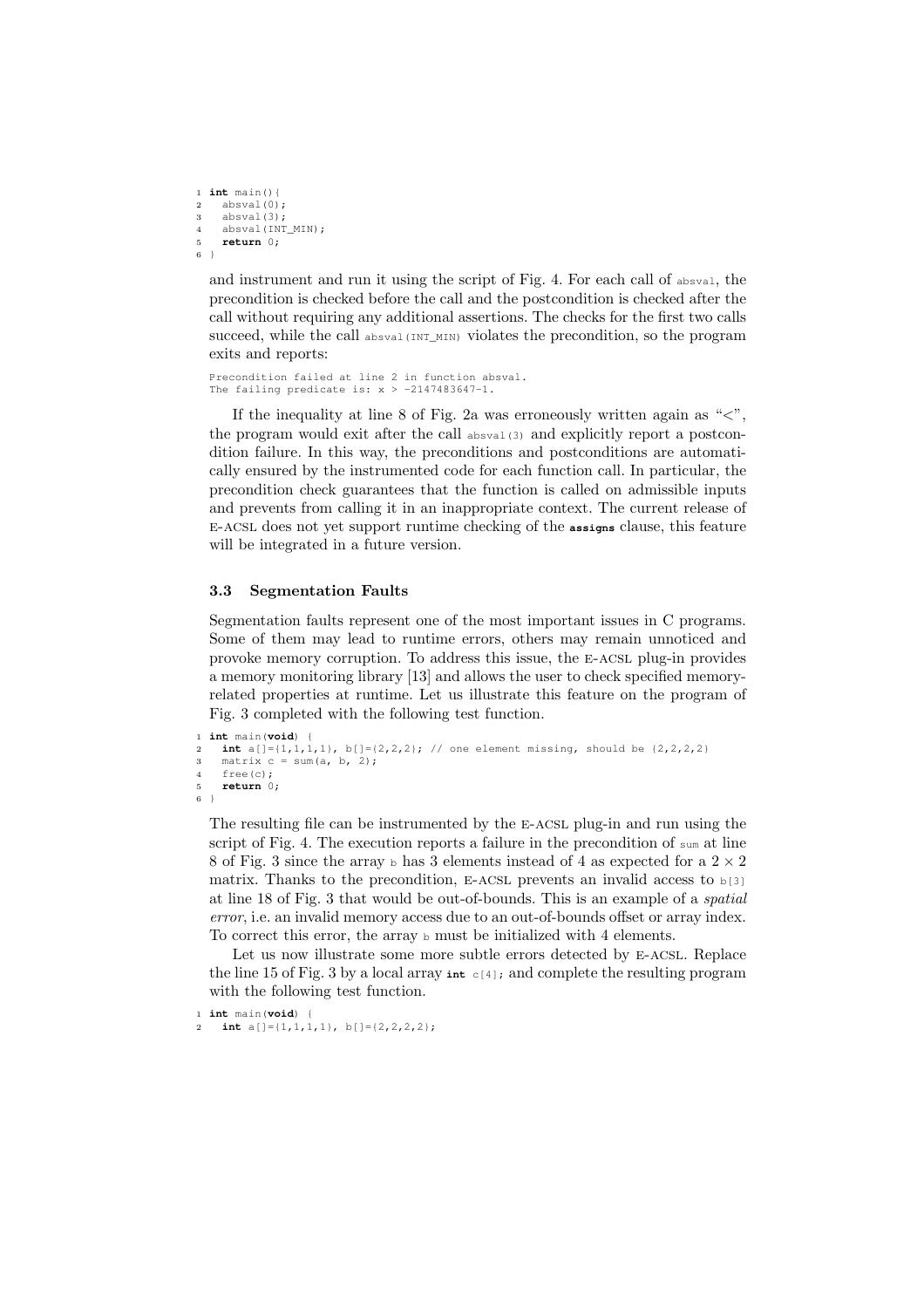```
1 int main(){
2   absval(0);
3   absval(3);
4   absval(INT_MIN);
5   return 0;
6 }
```

and instrument and run it using the script of Fig. 4. For each call of `absval`, the precondition is checked before the call and the postcondition is checked after the call without requiring any additional assertions. The checks for the first two calls succeed, while the call `absval(INT_MIN)` violates the precondition, so the program exits and reports:

```
Precondition failed at line 2 in function absval.
The failing predicate is: x > -2147483647-1.
```

If the inequality at line 8 of Fig. 2a was erroneously written again as "<", the program would exit after the call `absval(3)` and explicitly report a postcondition failure. In this way, the preconditions and postconditions are automatically ensured by the instrumented code for each function call. In particular, the precondition check guarantees that the function is called on admissible inputs and prevents from calling it in an inappropriate context. The current release of E-ACSL does not yet support runtime checking of the **assigns** clause, this feature will be integrated in a future version.

### 3.3 Segmentation Faults

Segmentation faults represent one of the most important issues in C programs. Some of them may lead to runtime errors, others may remain unnoticed and provoke memory corruption. To address this issue, the E-ACSL plug-in provides a memory monitoring library [13] and allows the user to check specified memory-related properties at runtime. Let us illustrate this feature on the program of Fig. 3 completed with the following test function.

```
1 int main(void) {
2   int a[]={1,1,1,1}, b[]={2,2,2}; // one element missing, should be {2,2,2,2}
3   matrix c = sum(a, b, 2);
4   free(c);
5   return 0;
6 }
```

The resulting file can be instrumented by the E-ACSL plug-in and run using the script of Fig. 4. The execution reports a failure in the precondition of `sum` at line 8 of Fig. 3 since the array `b` has 3 elements instead of 4 as expected for a $2 \times 2$ matrix. Thanks to the precondition, E-ACSL prevents an invalid access to `b[3]` at line 18 of Fig. 3 that would be out-of-bounds. This is an example of a *spatial error*, i.e. an invalid memory access due to an out-of-bounds offset or array index. To correct this error, the array `b` must be initialized with 4 elements.

Let us now illustrate some more subtle errors detected by E-ACSL. Replace the line 15 of Fig. 3 by a local array `int c[4];` and complete the resulting program with the following test function.

```
1 int main(void) {
2   int a[]={1,1,1,1}, b[]={2,2,2,2};
```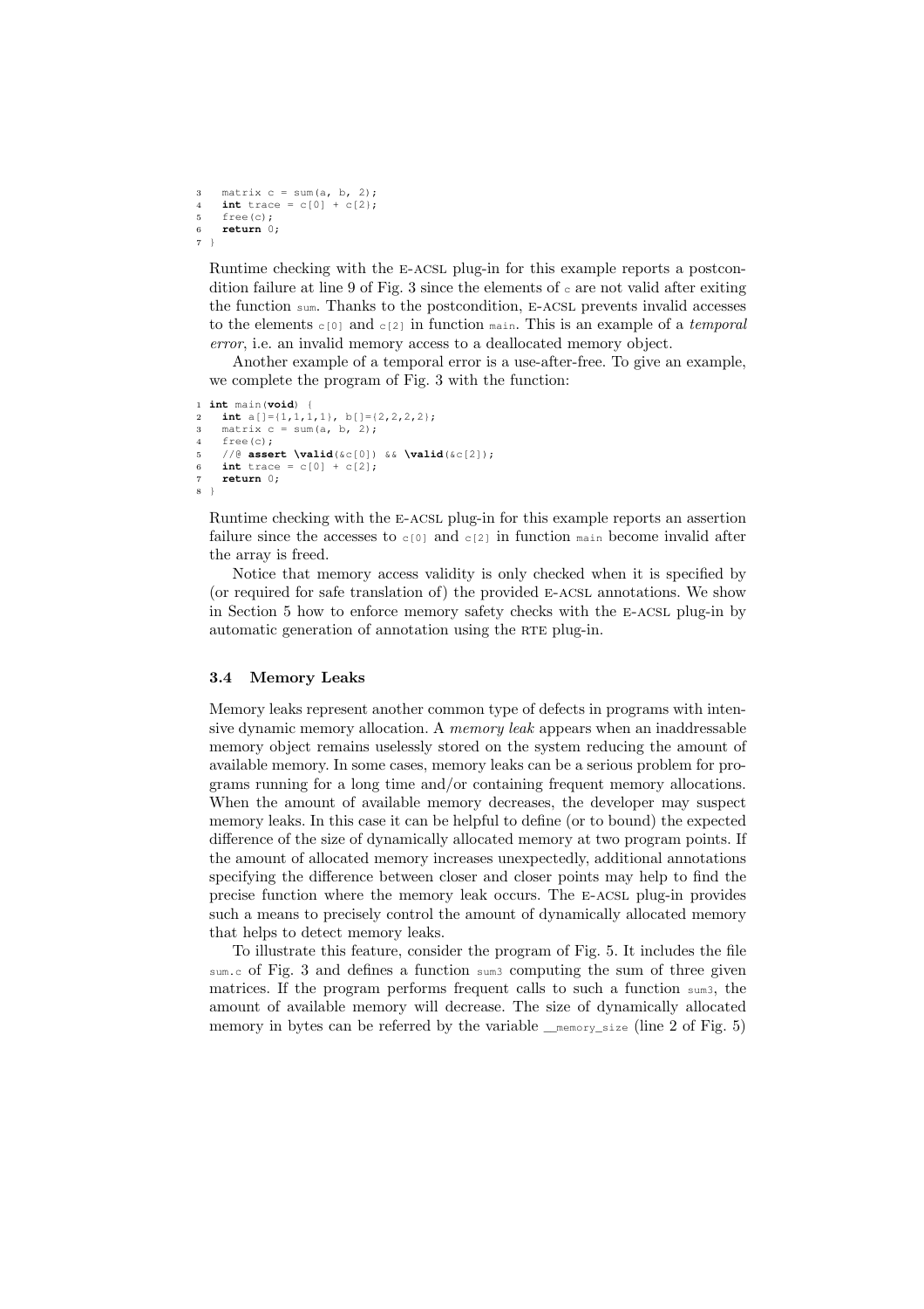```
3   matrix c = sum(a, b, 2);
4   int trace = c[0] + c[2];
5   free(c);
6   return 0;
7 }
```

Runtime checking with the E-ACSL plug-in for this example reports a postcondition failure at line 9 of Fig. 3 since the elements of `c` are not valid after exiting the function `sum`. Thanks to the postcondition, E-ACSL prevents invalid accesses to the elements `c[0]` and `c[2]` in function `main`. This is an example of a *temporal error*, i.e. an invalid memory access to a deallocated memory object.

Another example of a temporal error is a use-after-free. To give an example, we complete the program of Fig. 3 with the function:

```
1 int main(void) {
2   int a[]={1,1,1,1}, b[]={2,2,2,2};
3   matrix c = sum(a, b, 2);
4   free(c);
5   //@ assert \valid(&c[0]) && \valid(&c[2]);
6   int trace = c[0] + c[2];
7   return 0;
8 }
```

Runtime checking with the E-ACSL plug-in for this example reports an assertion failure since the accesses to `c[0]` and `c[2]` in function `main` become invalid after the array is freed.

Notice that memory access validity is only checked when it is specified by (or required for safe translation of) the provided E-ACSL annotations. We show in Section 5 how to enforce memory safety checks with the E-ACSL plug-in by automatic generation of annotation using the RTE plug-in.

### 3.4 Memory Leaks

Memory leaks represent another common type of defects in programs with intensive dynamic memory allocation. A *memory leak* appears when an inaddressable memory object remains uselessly stored on the system reducing the amount of available memory. In some cases, memory leaks can be a serious problem for programs running for a long time and/or containing frequent memory allocations. When the amount of available memory decreases, the developer may suspect memory leaks. In this case it can be helpful to define (or to bound) the expected difference of the size of dynamically allocated memory at two program points. If the amount of allocated memory increases unexpectedly, additional annotations specifying the difference between closer and closer points may help to find the precise function where the memory leak occurs. The E-ACSL plug-in provides such a means to precisely control the amount of dynamically allocated memory that helps to detect memory leaks.

To illustrate this feature, consider the program of Fig. 5. It includes the file `sum.c` of Fig. 3 and defines a function `sum3` computing the sum of three given matrices. If the program performs frequent calls to such a function `sum3`, the amount of available memory will decrease. The size of dynamically allocated memory in bytes can be referred by the variable `__memory_size` (line 2 of Fig. 5)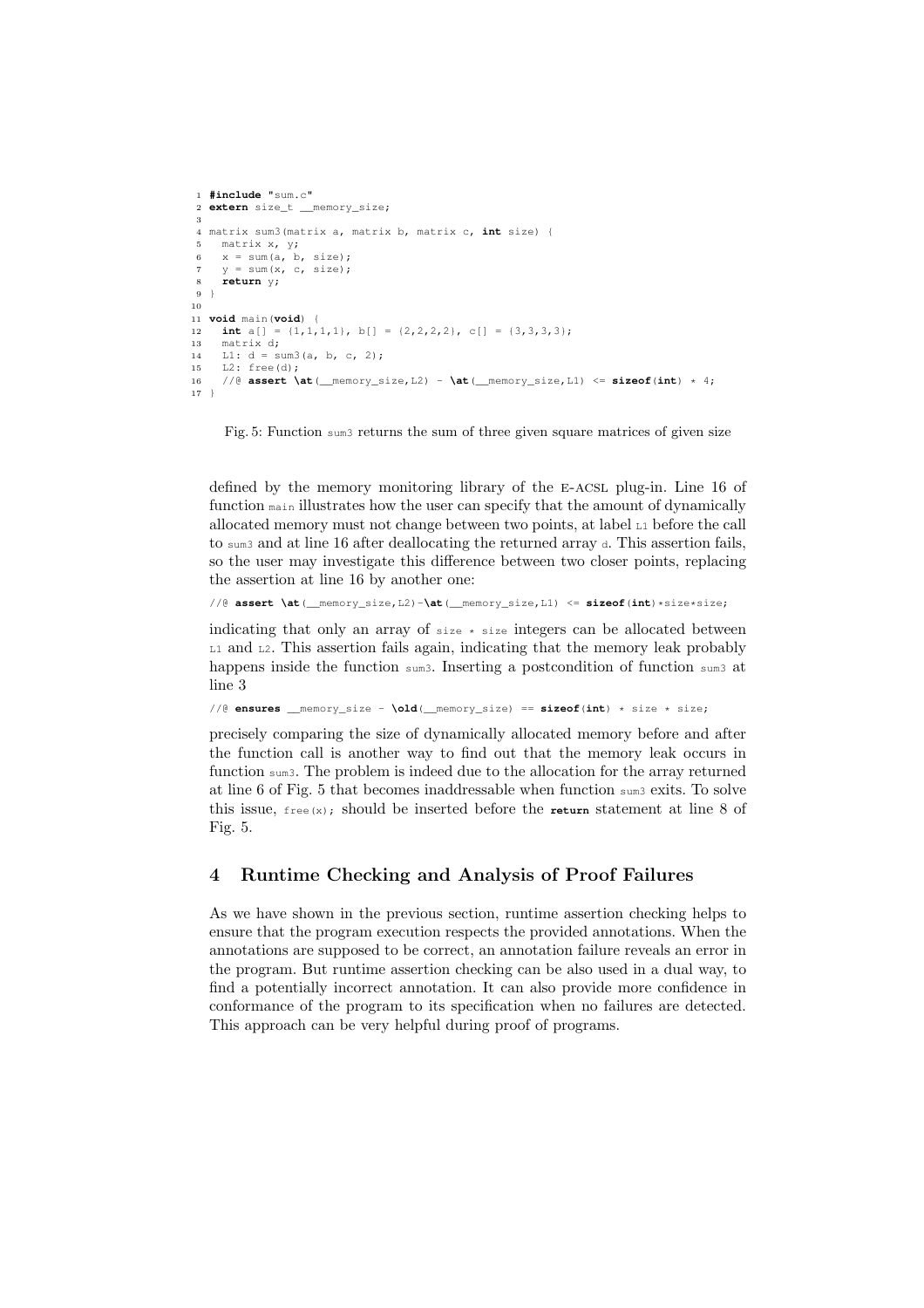```c
1 #include "sum.c"
2 extern size_t __memory_size;
3
4 matrix sum3(matrix a, matrix b, matrix c, int size) {
5   matrix x, y;
6   x = sum(a, b, size);
7   y = sum(x, c, size);
8   return y;
9 }
10
11 void main(void) {
12   int a[] = {1,1,1,1}, b[] = {2,2,2,2}, c[] = {3,3,3,3};
13   matrix d;
14   L1: d = sum3(a, b, c, 2);
15   L2: free(d);
16   //@ assert \at(__memory_size,L2) - \at(__memory_size,L1) <= sizeof(int) * 4;
17 }
```

Fig. 5: Function sum3 returns the sum of three given square matrices of given size

defined by the memory monitoring library of the E-ACSL plug-in. Line 16 of function main illustrates how the user can specify that the amount of dynamically allocated memory must not change between two points, at label L1 before the call to sum3 and at line 16 after deallocating the returned array d. This assertion fails, so the user may investigate this difference between two closer points, replacing the assertion at line 16 by another one:

```c
//@ assert \at(__memory_size,L2)-\at(__memory_size,L1) <= sizeof(int)*size*size;
```

indicating that only an array of size * size integers can be allocated between L1 and L2. This assertion fails again, indicating that the memory leak probably happens inside the function sum3. Inserting a postcondition of function sum3 at line 3

```c
//@ ensures __memory_size - \old(__memory_size) == sizeof(int) * size * size;
```

precisely comparing the size of dynamically allocated memory before and after the function call is another way to find out that the memory leak occurs in function sum3. The problem is indeed due to the allocation for the array returned at line 6 of Fig. 5 that becomes inaddressable when function sum3 exits. To solve this issue, free(x); should be inserted before the **return** statement at line 8 of Fig. 5.

## 4 Runtime Checking and Analysis of Proof Failures

As we have shown in the previous section, runtime assertion checking helps to ensure that the program execution respects the provided annotations. When the annotations are supposed to be correct, an annotation failure reveals an error in the program. But runtime assertion checking can be also used in a dual way, to find a potentially incorrect annotation. It can also provide more confidence in conformance of the program to its specification when no failures are detected. This approach can be very helpful during proof of programs.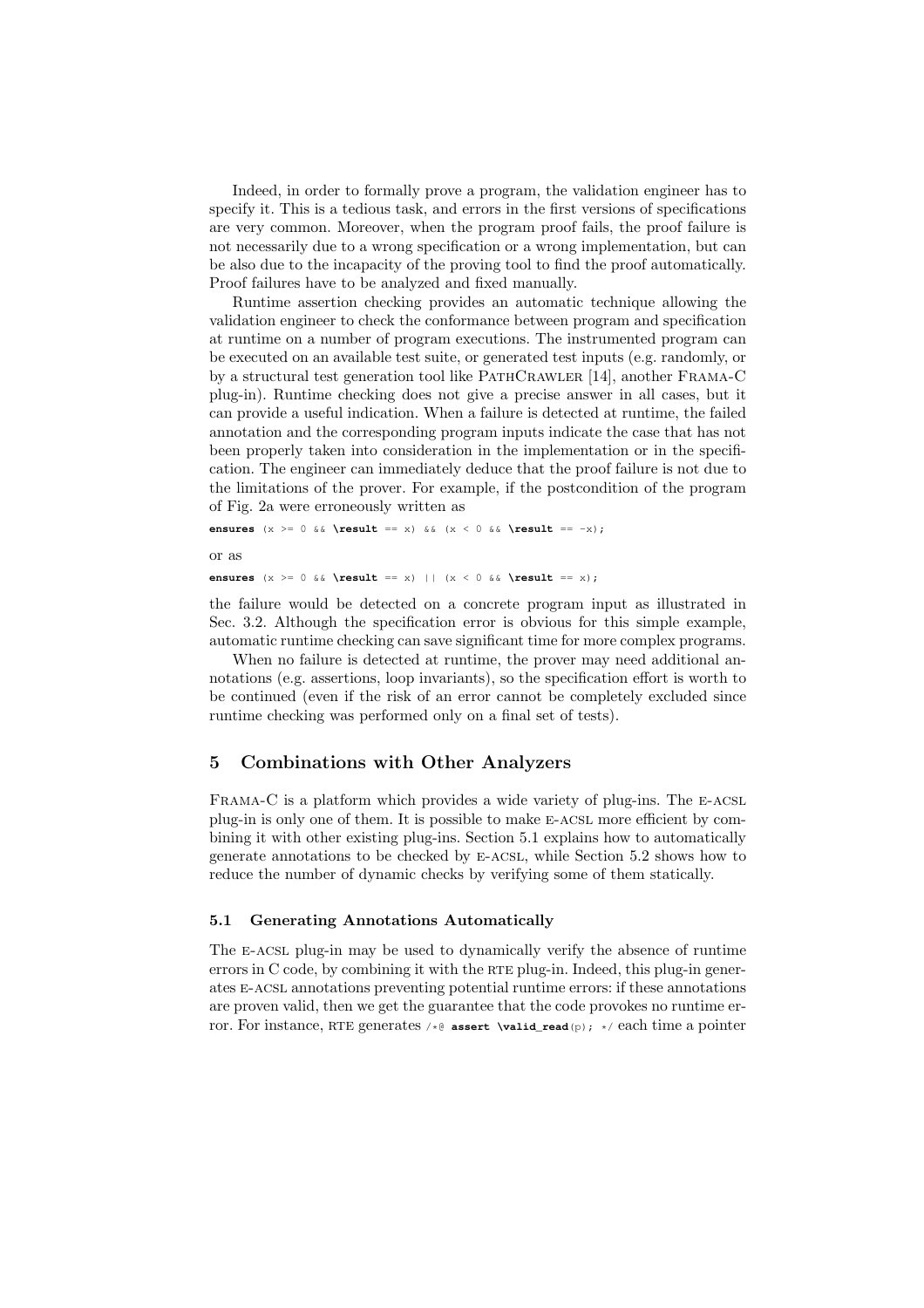Indeed, in order to formally prove a program, the validation engineer has to specify it. This is a tedious task, and errors in the first versions of specifications are very common. Moreover, when the program proof fails, the proof failure is not necessarily due to a wrong specification or a wrong implementation, but can be also due to the incapacity of the proving tool to find the proof automatically. Proof failures have to be analyzed and fixed manually.

Runtime assertion checking provides an automatic technique allowing the validation engineer to check the conformance between program and specification at runtime on a number of program executions. The instrumented program can be executed on an available test suite, or generated test inputs (e.g. randomly, or by a structural test generation tool like PathCrawler [14], another Frama-C plug-in). Runtime checking does not give a precise answer in all cases, but it can provide a useful indication. When a failure is detected at runtime, the failed annotation and the corresponding program inputs indicate the case that has not been properly taken into consideration in the implementation or in the specification. The engineer can immediately deduce that the proof failure is not due to the limitations of the prover. For example, if the postcondition of the program of Fig. 2a were erroneously written as

```
ensures (x >= 0 && \result == x) && (x < 0 && \result == -x);
```

or as

```
ensures (x >= 0 && \result == x) || (x < 0 && \result == x);
```

the failure would be detected on a concrete program input as illustrated in Sec. 3.2. Although the specification error is obvious for this simple example, automatic runtime checking can save significant time for more complex programs.

When no failure is detected at runtime, the prover may need additional annotations (e.g. assertions, loop invariants), so the specification effort is worth to be continued (even if the risk of an error cannot be completely excluded since runtime checking was performed only on a final set of tests).

## 5 Combinations with Other Analyzers

Frama-C is a platform which provides a wide variety of plug-ins. The e-acsl plug-in is only one of them. It is possible to make e-acsl more efficient by combining it with other existing plug-ins. Section 5.1 explains how to automatically generate annotations to be checked by e-acsl, while Section 5.2 shows how to reduce the number of dynamic checks by verifying some of them statically.

### 5.1 Generating Annotations Automatically

The e-acsl plug-in may be used to dynamically verify the absence of runtime errors in C code, by combining it with the rte plug-in. Indeed, this plug-in generates e-acsl annotations preventing potential runtime errors: if these annotations are proven valid, then we get the guarantee that the code provokes no runtime error. For instance, rte generates `/*@ assert \valid_read(p); */` each time a pointer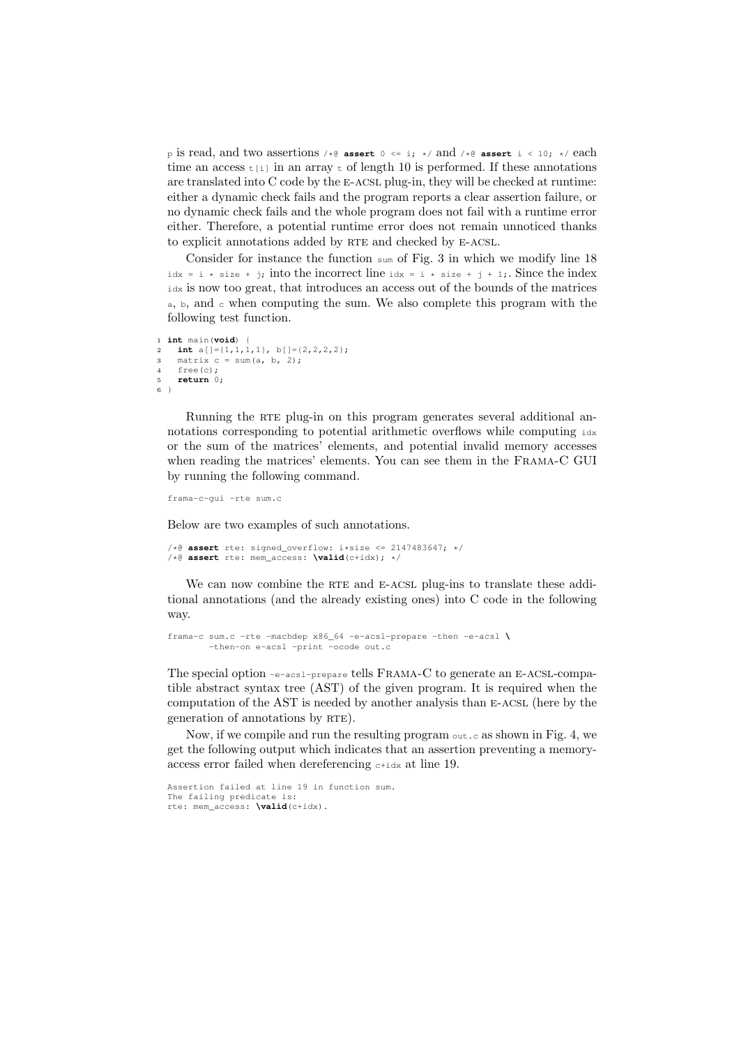`p` is read, and two assertions `/*@ assert 0 <= i; */` and `/*@ assert i < 10; */` each time an access `t[i]` in an array `t` of length 10 is performed. If these annotations are translated into C code by the E-ACSL plug-in, they will be checked at runtime: either a dynamic check fails and the program reports a clear assertion failure, or no dynamic check fails and the whole program does not fail with a runtime error either. Therefore, a potential runtime error does not remain unnoticed thanks to explicit annotations added by RTE and checked by E-ACSL.

Consider for instance the function `sum` of Fig. 3 in which we modify line 18 `idx = i * size + j;` into the incorrect line `idx = i * size + j + 1;`. Since the index `idx` is now too great, that introduces an access out of the bounds of the matrices `a`, `b`, and `c` when computing the sum. We also complete this program with the following test function.

```
1 int main(void) {
2   int a[]={1,1,1,1}, b[]={2,2,2,2};
3   matrix c = sum(a, b, 2);
4   free(c);
5   return 0;
6 }
```

Running the RTE plug-in on this program generates several additional annotations corresponding to potential arithmetic overflows while computing `idx` or the sum of the matrices' elements, and potential invalid memory accesses when reading the matrices' elements. You can see them in the FRAMA-C GUI by running the following command.

```
frama-c-gui -rte sum.c
```

Below are two examples of such annotations.

```
/*@ assert rte: signed_overflow: i*size <= 2147483647; */
/*@ assert rte: mem_access: \valid(c+idx); */
```

We can now combine the RTE and E-ACSL plug-ins to translate these additional annotations (and the already existing ones) into C code in the following way.

```
frama-c sum.c -rte -machdep x86_64 -e-acsl-prepare -then -e-acsl \
        -then-on e-acsl -print -ocode out.c
```

The special option `-e-acsl-prepare` tells FRAMA-C to generate an E-ACSL-compatible abstract syntax tree (AST) of the given program. It is required when the computation of the AST is needed by another analysis than E-ACSL (here by the generation of annotations by RTE).

Now, if we compile and run the resulting program `out.c` as shown in Fig. 4, we get the following output which indicates that an assertion preventing a memory-access error failed when dereferencing `c+idx` at line 19.

```
Assertion failed at line 19 in function sum.
The failing predicate is:
rte: mem_access: \valid(c+idx).
```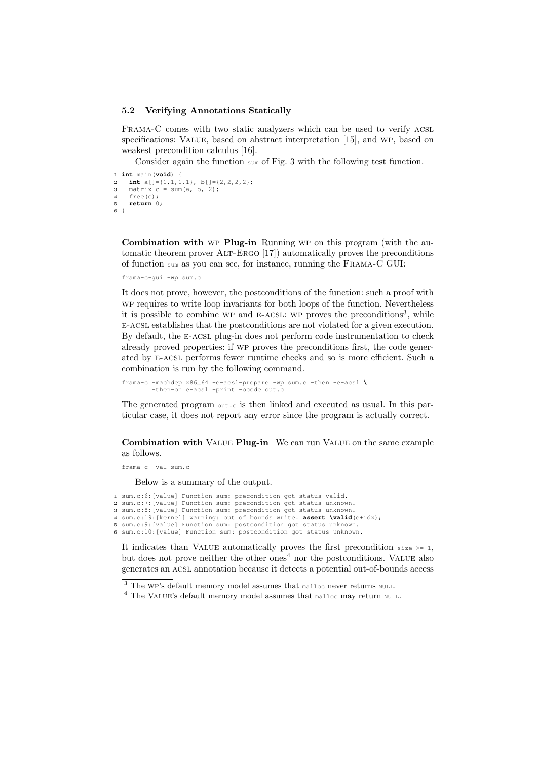### 5.2 Verifying Annotations Statically

Frama-C comes with two static analyzers which can be used to verify ACSL specifications: Value, based on abstract interpretation [15], and WP, based on weakest precondition calculus [16].

Consider again the function `sum` of Fig. 3 with the following test function.

```
1 int main(void) {
2   int a[]={1,1,1,1}, b[]={2,2,2,2};
3   matrix c = sum(a, b, 2);
4   free(c);
5   return 0;
6 }
```

**Combination with WP Plug-in** Running WP on this program (with the automatic theorem prover Alt-Ergo [17]) automatically proves the preconditions of function `sum` as you can see, for instance, running the Frama-C GUI:

```
frama-c-gui -wp sum.c
```

It does not prove, however, the postconditions of the function: such a proof with WP requires to write loop invariants for both loops of the function. Nevertheless it is possible to combine WP and E-ACSL: WP proves the preconditions[3], while E-ACSL establishes that the postconditions are not violated for a given execution. By default, the E-ACSL plug-in does not perform code instrumentation to check already proved properties: if WP proves the preconditions first, the code generated by E-ACSL performs fewer runtime checks and so is more efficient. Such a combination is run by the following command.

```
frama-c -machdep x86_64 -e-acsl-prepare -wp sum.c -then -e-acsl \
        -then-on e-acsl -print -ocode out.c
```

The generated program `out.c` is then linked and executed as usual. In this particular case, it does not report any error since the program is actually correct.

**Combination with Value Plug-in** We can run Value on the same example as follows.

```
frama-c -val sum.c
```

Below is a summary of the output.

```
1 sum.c:6:[value] Function sum: precondition got status valid.
2 sum.c:7:[value] Function sum: precondition got status unknown.
3 sum.c:8:[value] Function sum: precondition got status unknown.
4 sum.c:19:[kernel] warning: out of bounds write. assert \valid(c+idx);
5 sum.c:9:[value] Function sum: postcondition got status unknown.
6 sum.c:10:[value] Function sum: postcondition got status unknown.
```

It indicates than Value automatically proves the first precondition `size >= 1`, but does not prove neither the other ones[4] nor the postconditions. Value also generates an ACSL annotation because it detects a potential out-of-bounds access

---

[3] The WP's default memory model assumes that `malloc` never returns `NULL`.

[4] The Value's default memory model assumes that `malloc` may return `NULL`.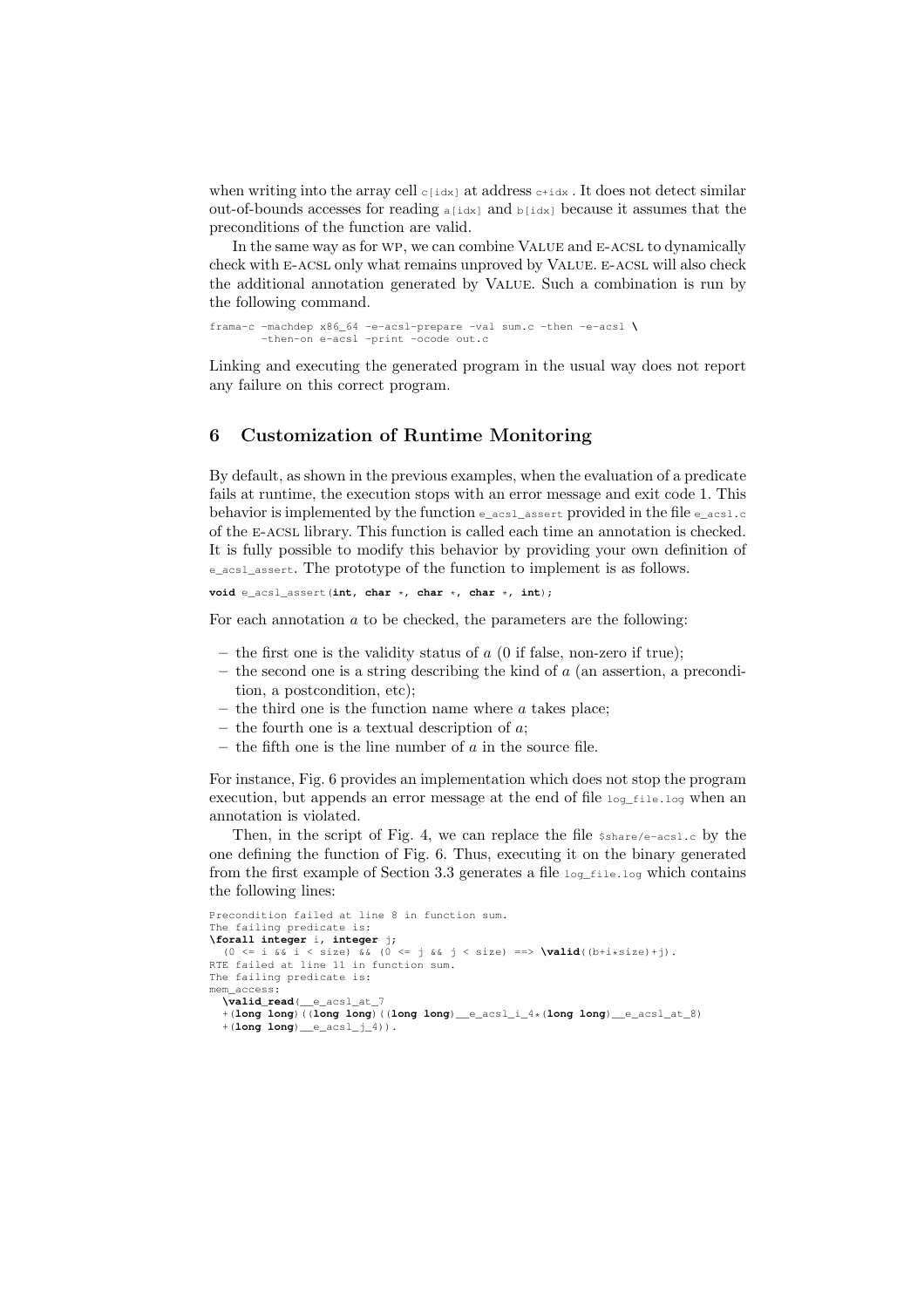when writing into the array cell `c[idx]` at address `c+idx` . It does not detect similar out-of-bounds accesses for reading `a[idx]` and `b[idx]` because it assumes that the preconditions of the function are valid.

In the same way as for WP, we can combine VALUE and E-ACSL to dynamically check with E-ACSL only what remains unproved by VALUE. E-ACSL will also check the additional annotation generated by VALUE. Such a combination is run by the following command.

```
frama-c -machdep x86_64 -e-acsl-prepare -val sum.c -then -e-acsl \
       -then-on e-acsl -print -ocode out.c
```

Linking and executing the generated program in the usual way does not report any failure on this correct program.

## 6 Customization of Runtime Monitoring

By default, as shown in the previous examples, when the evaluation of a predicate fails at runtime, the execution stops with an error message and exit code 1. This behavior is implemented by the function `e_acsl_assert` provided in the file `e_acsl.c` of the E-ACSL library. This function is called each time an annotation is checked. It is fully possible to modify this behavior by providing your own definition of `e_acsl_assert`. The prototype of the function to implement is as follows.

```
void e_acsl_assert(int, char *, char *, char *, int);
```

For each annotation $a$ to be checked, the parameters are the following:

- the first one is the validity status of $a$ (0 if false, non-zero if true);
- the second one is a string describing the kind of $a$ (an assertion, a precondition, a postcondition, etc);
- the third one is the function name where $a$ takes place;
- the fourth one is a textual description of $a$;
- the fifth one is the line number of $a$ in the source file.

For instance, Fig. 6 provides an implementation which does not stop the program execution, but appends an error message at the end of file `log_file.log` when an annotation is violated.

Then, in the script of Fig. 4, we can replace the file `$share/e-acsl.c` by the one defining the function of Fig. 6. Thus, executing it on the binary generated from the first example of Section 3.3 generates a file `log_file.log` which contains the following lines:

```
Precondition failed at line 8 in function sum.
The failing predicate is:
\forall integer i, integer j;
  (0 <= i && i < size) && (0 <= j && j < size) ==> \valid((b+i*size)+j).
RTE failed at line 11 in function sum.
The failing predicate is:
mem_access:
  \valid_read(__e_acsl_at_7
  +(long long)((long long)((long long)__e_acsl_i_4*(long long)__e_acsl_at_8)
  +(long long)__e_acsl_j_4)).
```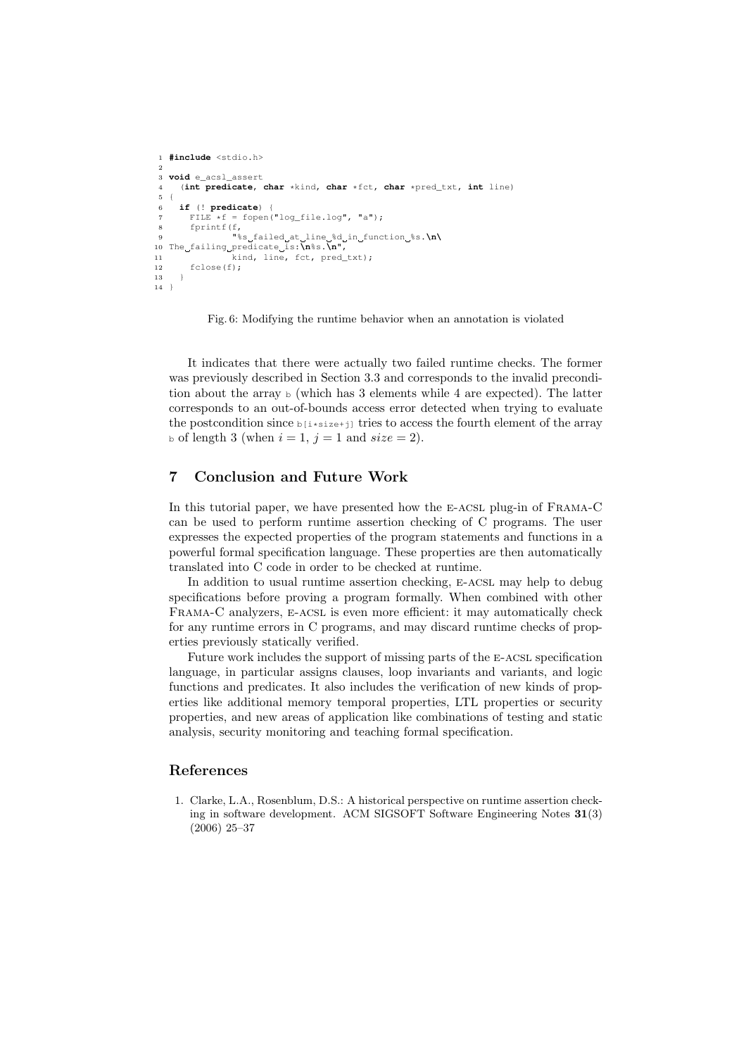```c
#include <stdio.h>

void e_acsl_assert
  (int predicate, char *kind, char *fct, char *pred_txt, int line)
{
  if (! predicate) {
    FILE *f = fopen("log_file.log", "a");
    fprintf(f,
            "%s failed at line %d in function %s.\n\
The failing predicate is:\n%s.\n",
            kind, line, fct, pred_txt);
    fclose(f);
  }
}
```

Fig. 6: Modifying the runtime behavior when an annotation is violated

It indicates that there were actually two failed runtime checks. The former was previously described in Section 3.3 and corresponds to the invalid precondition about the array `b` (which has 3 elements while 4 are expected). The latter corresponds to an out-of-bounds access error detected when trying to evaluate the postcondition since `b[i*size+j]` tries to access the fourth element of the array `b` of length 3 (when $i = 1$, $j = 1$ and $size = 2$).

## 7 Conclusion and Future Work

In this tutorial paper, we have presented how the E-ACSL plug-in of FRAMA-C can be used to perform runtime assertion checking of C programs. The user expresses the expected properties of the program statements and functions in a powerful formal specification language. These properties are then automatically translated into C code in order to be checked at runtime.

In addition to usual runtime assertion checking, E-ACSL may help to debug specifications before proving a program formally. When combined with other FRAMA-C analyzers, E-ACSL is even more efficient: it may automatically check for any runtime errors in C programs, and may discard runtime checks of properties previously statically verified.

Future work includes the support of missing parts of the E-ACSL specification language, in particular assigns clauses, loop invariants and variants, and logic functions and predicates. It also includes the verification of new kinds of properties like additional memory temporal properties, LTL properties or security properties, and new areas of application like combinations of testing and static analysis, security monitoring and teaching formal specification.

## References

1. Clarke, L.A., Rosenblum, D.S.: A historical perspective on runtime assertion checking in software development. ACM SIGSOFT Software Engineering Notes **31**(3) (2006) 25–37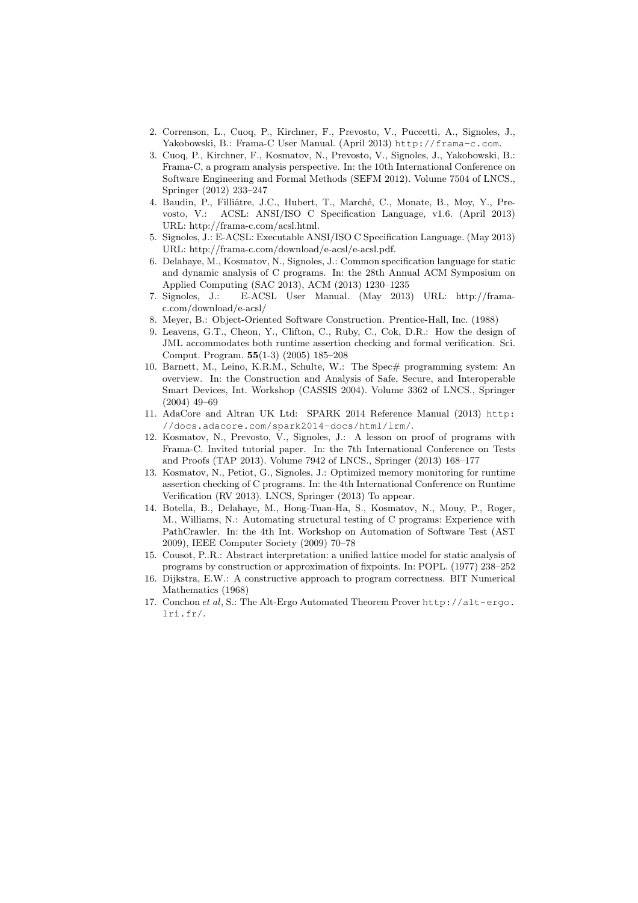2. Correnson, L., Cuoq, P., Kirchner, F., Prevosto, V., Puccetti, A., Signoles, J., Yakobowski, B.: Frama-C User Manual. (April 2013) http://frama-c.com.
3. Cuoq, P., Kirchner, F., Kosmatov, N., Prevosto, V., Signoles, J., Yakobowski, B.: Frama-C, a program analysis perspective. In: the 10th International Conference on Software Engineering and Formal Methods (SEFM 2012). Volume 7504 of LNCS., Springer (2012) 233–247
4. Baudin, P., Filliâtre, J.C., Hubert, T., Marché, C., Monate, B., Moy, Y., Prevosto, V.: ACSL: ANSI/ISO C Specification Language, v1.6. (April 2013) URL: http://frama-c.com/acsl.html.
5. Signoles, J.: E-ACSL: Executable ANSI/ISO C Specification Language. (May 2013) URL: http://frama-c.com/download/e-acsl/e-acsl.pdf.
6. Delahaye, M., Kosmatov, N., Signoles, J.: Common specification language for static and dynamic analysis of C programs. In: the 28th Annual ACM Symposium on Applied Computing (SAC 2013), ACM (2013) 1230–1235
7. Signoles, J.: E-ACSL User Manual. (May 2013) URL: http://frama-c.com/download/e-acsl/
8. Meyer, B.: Object-Oriented Software Construction. Prentice-Hall, Inc. (1988)
9. Leavens, G.T., Cheon, Y., Clifton, C., Ruby, C., Cok, D.R.: How the design of JML accommodates both runtime assertion checking and formal verification. Sci. Comput. Program. **55**(1-3) (2005) 185–208
10. Barnett, M., Leino, K.R.M., Schulte, W.: The Spec# programming system: An overview. In: the Construction and Analysis of Safe, Secure, and Interoperable Smart Devices, Int. Workshop (CASSIS 2004). Volume 3362 of LNCS., Springer (2004) 49–69
11. AdaCore and Altran UK Ltd: SPARK 2014 Reference Manual (2013) http://docs.adacore.com/spark2014-docs/html/lrm/.
12. Kosmatov, N., Prevosto, V., Signoles, J.: A lesson on proof of programs with Frama-C. Invited tutorial paper. In: the 7th International Conference on Tests and Proofs (TAP 2013). Volume 7942 of LNCS., Springer (2013) 168–177
13. Kosmatov, N., Petiot, G., Signoles, J.: Optimized memory monitoring for runtime assertion checking of C programs. In: the 4th International Conference on Runtime Verification (RV 2013). LNCS, Springer (2013) To appear.
14. Botella, B., Delahaye, M., Hong-Tuan-Ha, S., Kosmatov, N., Mouy, P., Roger, M., Williams, N.: Automating structural testing of C programs: Experience with PathCrawler. In: the 4th Int. Workshop on Automation of Software Test (AST 2009), IEEE Computer Society (2009) 70–78
15. Cousot, P..R.: Abstract interpretation: a unified lattice model for static analysis of programs by construction or approximation of fixpoints. In: POPL. (1977) 238–252
16. Dijkstra, E.W.: A constructive approach to program correctness. BIT Numerical Mathematics (1968)
17. Conchon *et al*, S.: The Alt-Ergo Automated Theorem Prover http://alt-ergo.lri.fr/.